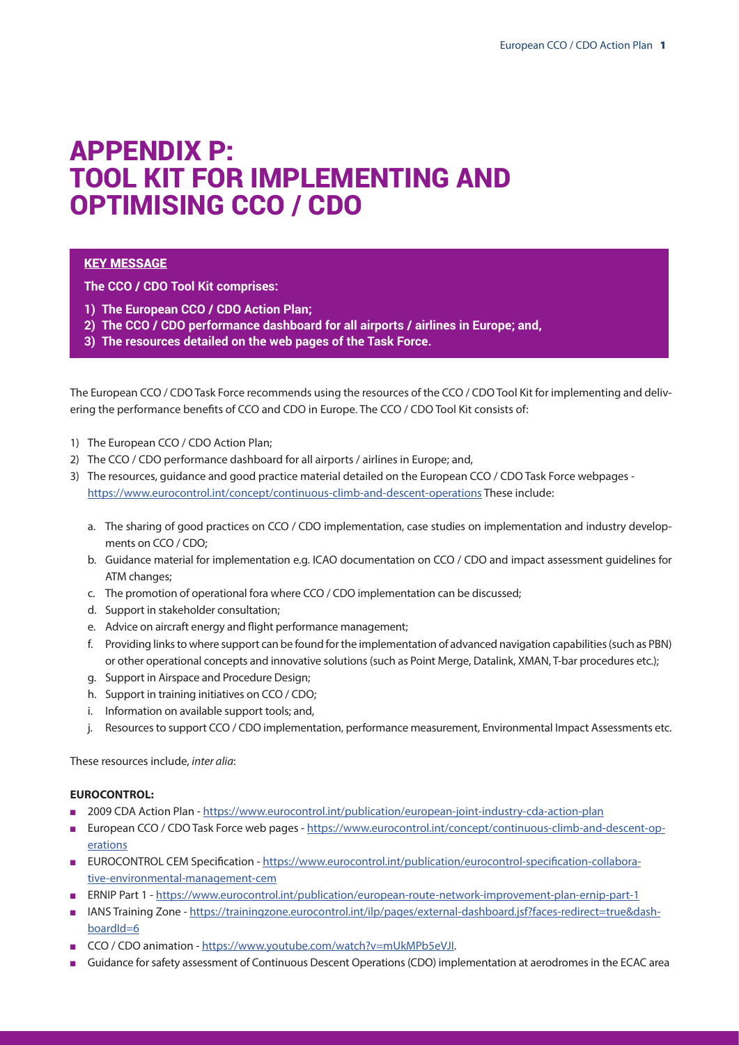# APPENDIX P: TOOL KIT FOR IMPLEMENTING AND OPTIMISING CCO / CDO

**KEY MESSAGE**

**The CCO / CDO Tool Kit comprises:**

1) **The European CCO / CDO Action Plan;**
2) **The CCO / CDO performance dashboard for all airports / airlines in Europe; and,**
3) **The resources detailed on the web pages of the Task Force.**

The European CCO / CDO Task Force recommends using the resources of the CCO / CDO Tool Kit for implementing and delivering the performance benefits of CCO and CDO in Europe. The CCO / CDO Tool Kit consists of:

1) The European CCO / CDO Action Plan;
2) The CCO / CDO performance dashboard for all airports / airlines in Europe; and,
3) The resources, guidance and good practice material detailed on the European CCO / CDO Task Force webpages - https://www.eurocontrol.int/concept/continuous-climb-and-descent-operations These include:
   a. The sharing of good practices on CCO / CDO implementation, case studies on implementation and industry developments on CCO / CDO;
   b. Guidance material for implementation e.g. ICAO documentation on CCO / CDO and impact assessment guidelines for ATM changes;
   c. The promotion of operational fora where CCO / CDO implementation can be discussed;
   d. Support in stakeholder consultation;
   e. Advice on aircraft energy and flight performance management;
   f. Providing links to where support can be found for the implementation of advanced navigation capabilities (such as PBN) or other operational concepts and innovative solutions (such as Point Merge, Datalink, XMAN, T-bar procedures etc.);
   g. Support in Airspace and Procedure Design;
   h. Support in training initiatives on CCO / CDO;
   i. Information on available support tools; and,
   j. Resources to support CCO / CDO implementation, performance measurement, Environmental Impact Assessments etc.

These resources include, *inter alia*:

**EUROCONTROL:**

- 2009 CDA Action Plan - https://www.eurocontrol.int/publication/european-joint-industry-cda-action-plan
- European CCO / CDO Task Force web pages - https://www.eurocontrol.int/concept/continuous-climb-and-descent-operations
- EUROCONTROL CEM Specification - https://www.eurocontrol.int/publication/eurocontrol-specification-collaborative-environmental-management-cem
- ERNIP Part 1 - https://www.eurocontrol.int/publication/european-route-network-improvement-plan-ernip-part-1
- IANS Training Zone - https://trainingzone.eurocontrol.int/ilp/pages/external-dashboard.jsf?faces-redirect=true&dashboardId=6
- CCO / CDO animation - https://www.youtube.com/watch?v=mUkMPb5eVJI.
- Guidance for safety assessment of Continuous Descent Operations (CDO) implementation at aerodromes in the ECAC area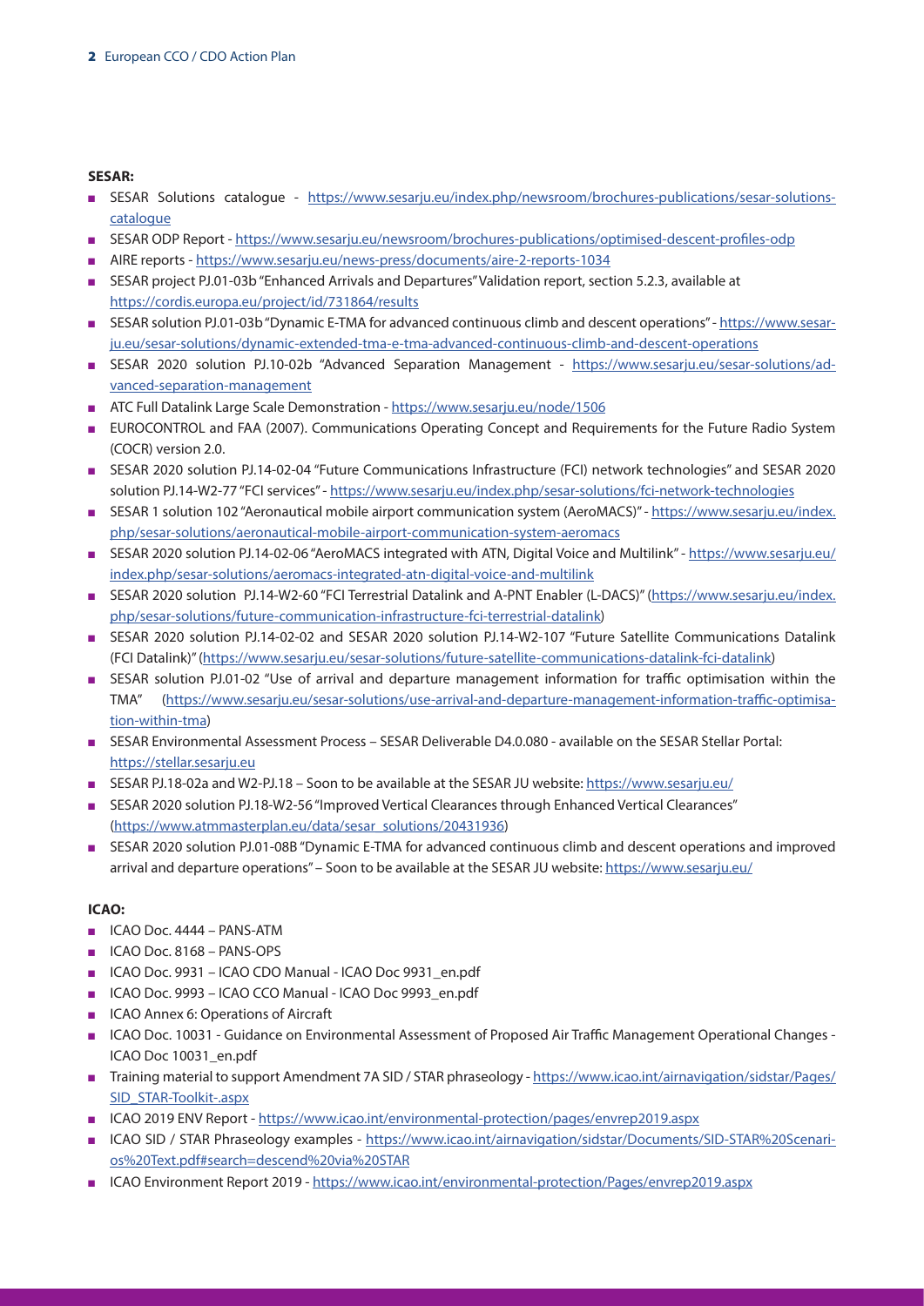**SESAR:**

- SESAR Solutions catalogue - https://www.sesarju.eu/index.php/newsroom/brochures-publications/sesar-solutions-catalogue
- SESAR ODP Report - https://www.sesarju.eu/newsroom/brochures-publications/optimised-descent-profiles-odp
- AIRE reports - https://www.sesarju.eu/news-press/documents/aire-2-reports-1034
- SESAR project PJ.01-03b "Enhanced Arrivals and Departures" Validation report, section 5.2.3, available at https://cordis.europa.eu/project/id/731864/results
- SESAR solution PJ.01-03b "Dynamic E-TMA for advanced continuous climb and descent operations" - https://www.sesarju.eu/sesar-solutions/dynamic-extended-tma-e-tma-advanced-continuous-climb-and-descent-operations
- SESAR 2020 solution PJ.10-02b "Advanced Separation Management - https://www.sesarju.eu/sesar-solutions/advanced-separation-management
- ATC Full Datalink Large Scale Demonstration - https://www.sesarju.eu/node/1506
- EUROCONTROL and FAA (2007). Communications Operating Concept and Requirements for the Future Radio System (COCR) version 2.0.
- SESAR 2020 solution PJ.14-02-04 "Future Communications Infrastructure (FCI) network technologies" and SESAR 2020 solution PJ.14-W2-77 "FCI services" - https://www.sesarju.eu/index.php/sesar-solutions/fci-network-technologies
- SESAR 1 solution 102 "Aeronautical mobile airport communication system (AeroMACS)" - https://www.sesarju.eu/index.php/sesar-solutions/aeronautical-mobile-airport-communication-system-aeromacs
- SESAR 2020 solution PJ.14-02-06 "AeroMACS integrated with ATN, Digital Voice and Multilink" - https://www.sesarju.eu/index.php/sesar-solutions/aeromacs-integrated-atn-digital-voice-and-multilink
- SESAR 2020 solution PJ.14-W2-60 "FCI Terrestrial Datalink and A-PNT Enabler (L-DACS)" (https://www.sesarju.eu/index.php/sesar-solutions/future-communication-infrastructure-fci-terrestrial-datalink)
- SESAR 2020 solution PJ.14-02-02 and SESAR 2020 solution PJ.14-W2-107 "Future Satellite Communications Datalink (FCI Datalink)" (https://www.sesarju.eu/sesar-solutions/future-satellite-communications-datalink-fci-datalink)
- SESAR solution PJ.01-02 "Use of arrival and departure management information for traffic optimisation within the TMA" (https://www.sesarju.eu/sesar-solutions/use-arrival-and-departure-management-information-traffic-optimisation-within-tma)
- SESAR Environmental Assessment Process – SESAR Deliverable D4.0.080 - available on the SESAR Stellar Portal: https://stellar.sesarju.eu
- SESAR PJ.18-02a and W2-PJ.18 – Soon to be available at the SESAR JU website: https://www.sesarju.eu/
- SESAR 2020 solution PJ.18-W2-56 "Improved Vertical Clearances through Enhanced Vertical Clearances" (https://www.atmmasterplan.eu/data/sesar_solutions/20431936)
- SESAR 2020 solution PJ.01-08B "Dynamic E-TMA for advanced continuous climb and descent operations and improved arrival and departure operations" – Soon to be available at the SESAR JU website: https://www.sesarju.eu/

**ICAO:**

- ICAO Doc. 4444 – PANS-ATM
- ICAO Doc. 8168 – PANS-OPS
- ICAO Doc. 9931 – ICAO CDO Manual - ICAO Doc 9931_en.pdf
- ICAO Doc. 9993 – ICAO CCO Manual - ICAO Doc 9993_en.pdf
- ICAO Annex 6: Operations of Aircraft
- ICAO Doc. 10031 - Guidance on Environmental Assessment of Proposed Air Traffic Management Operational Changes - ICAO Doc 10031_en.pdf
- Training material to support Amendment 7A SID / STAR phraseology - https://www.icao.int/airnavigation/sidstar/Pages/SID_STAR-Toolkit-.aspx
- ICAO 2019 ENV Report - https://www.icao.int/environmental-protection/pages/envrep2019.aspx
- ICAO SID / STAR Phraseology examples - https://www.icao.int/airnavigation/sidstar/Documents/SID-STAR%20Scenarios%20Text.pdf#search=descend%20via%20STAR
- ICAO Environment Report 2019 - https://www.icao.int/environmental-protection/Pages/envrep2019.aspx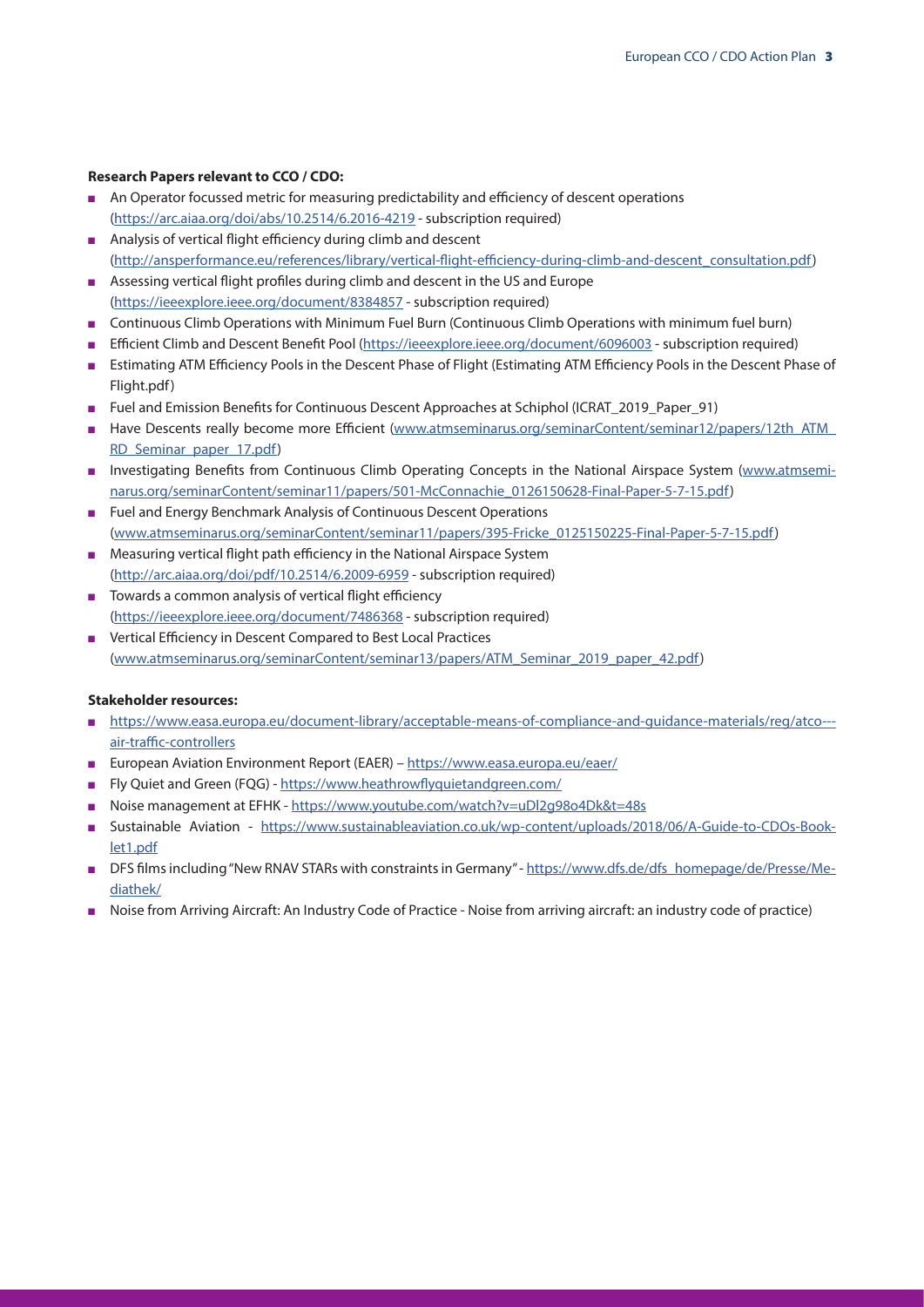**Research Papers relevant to CCO / CDO:**

- An Operator focussed metric for measuring predictability and efficiency of descent operations (https://arc.aiaa.org/doi/abs/10.2514/6.2016-4219 - subscription required)
- Analysis of vertical flight efficiency during climb and descent (http://ansperformance.eu/references/library/vertical-flight-efficiency-during-climb-and-descent_consultation.pdf)
- Assessing vertical flight profiles during climb and descent in the US and Europe (https://ieeexplore.ieee.org/document/8384857 - subscription required)
- Continuous Climb Operations with Minimum Fuel Burn (Continuous Climb Operations with minimum fuel burn)
- Efficient Climb and Descent Benefit Pool (https://ieeexplore.ieee.org/document/6096003 - subscription required)
- Estimating ATM Efficiency Pools in the Descent Phase of Flight (Estimating ATM Efficiency Pools in the Descent Phase of Flight.pdf)
- Fuel and Emission Benefits for Continuous Descent Approaches at Schiphol (ICRAT_2019_Paper_91)
- Have Descents really become more Efficient (www.atmseminarus.org/seminarContent/seminar12/papers/12th_ATM_RD_Seminar_paper_17.pdf)
- Investigating Benefits from Continuous Climb Operating Concepts in the National Airspace System (www.atmseminarus.org/seminarContent/seminar11/papers/501-McConnachie_0126150628-Final-Paper-5-7-15.pdf)
- Fuel and Energy Benchmark Analysis of Continuous Descent Operations (www.atmseminarus.org/seminarContent/seminar11/papers/395-Fricke_0125150225-Final-Paper-5-7-15.pdf)
- Measuring vertical flight path efficiency in the National Airspace System (http://arc.aiaa.org/doi/pdf/10.2514/6.2009-6959 - subscription required)
- Towards a common analysis of vertical flight efficiency (https://ieeexplore.ieee.org/document/7486368 - subscription required)
- Vertical Efficiency in Descent Compared to Best Local Practices (www.atmseminarus.org/seminarContent/seminar13/papers/ATM_Seminar_2019_paper_42.pdf)

**Stakeholder resources:**

- https://www.easa.europa.eu/document-library/acceptable-means-of-compliance-and-guidance-materials/reg/atco---air-traffic-controllers
- European Aviation Environment Report (EAER) – https://www.easa.europa.eu/eaer/
- Fly Quiet and Green (FQG) - https://www.heathrowflyquietandgreen.com/
- Noise management at EFHK - https://www.youtube.com/watch?v=uDl2g98o4Dk&t=48s
- Sustainable Aviation - https://www.sustainableaviation.co.uk/wp-content/uploads/2018/06/A-Guide-to-CDOs-Booklet1.pdf
- DFS films including "New RNAV STARs with constraints in Germany" - https://www.dfs.de/dfs_homepage/de/Presse/Mediathek/
- Noise from Arriving Aircraft: An Industry Code of Practice - Noise from arriving aircraft: an industry code of practice)